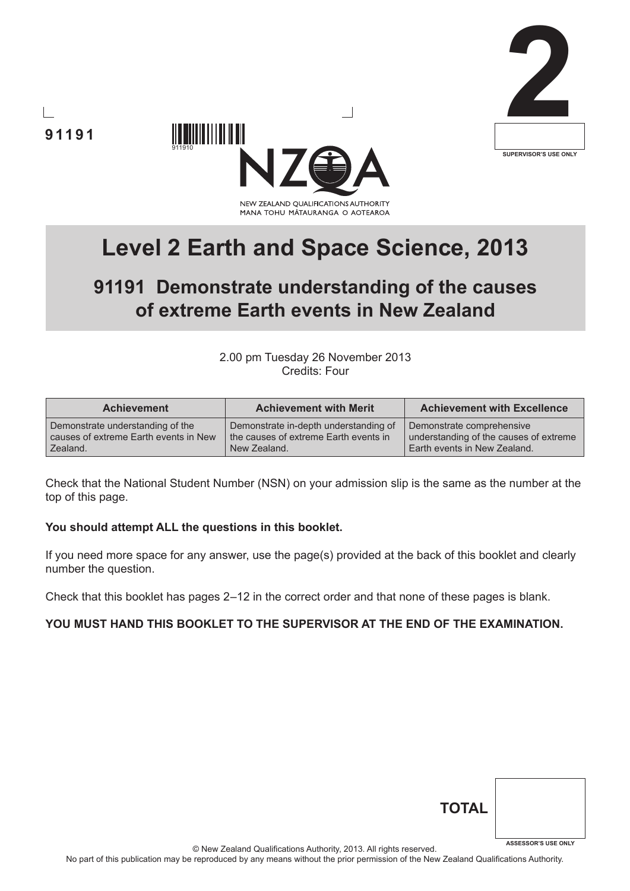91191

2

SUPERVISOR'S USE ONLY

NEW ZEALAND QUALIFICATIONS AUTHORITY
MANA TOHU MĀTAURANGA O AOTEAROA

# Level 2 Earth and Space Science, 2013

## 91191 Demonstrate understanding of the causes of extreme Earth events in New Zealand

2.00 pm Tuesday 26 November 2013
Credits: Four

| Achievement | Achievement with Merit | Achievement with Excellence |
| --- | --- | --- |
| Demonstrate understanding of the causes of extreme Earth events in New Zealand. | Demonstrate in-depth understanding of the causes of extreme Earth events in New Zealand. | Demonstrate comprehensive understanding of the causes of extreme Earth events in New Zealand. |

Check that the National Student Number (NSN) on your admission slip is the same as the number at the top of this page.

**You should attempt ALL the questions in this booklet.**

If you need more space for any answer, use the page(s) provided at the back of this booklet and clearly number the question.

Check that this booklet has pages 2–12 in the correct order and that none of these pages is blank.

**YOU MUST HAND THIS BOOKLET TO THE SUPERVISOR AT THE END OF THE EXAMINATION.**

**TOTAL**

ASSESSOR'S USE ONLY

© New Zealand Qualifications Authority, 2013. All rights reserved.
No part of this publication may be reproduced by any means without the prior permission of the New Zealand Qualifications Authority.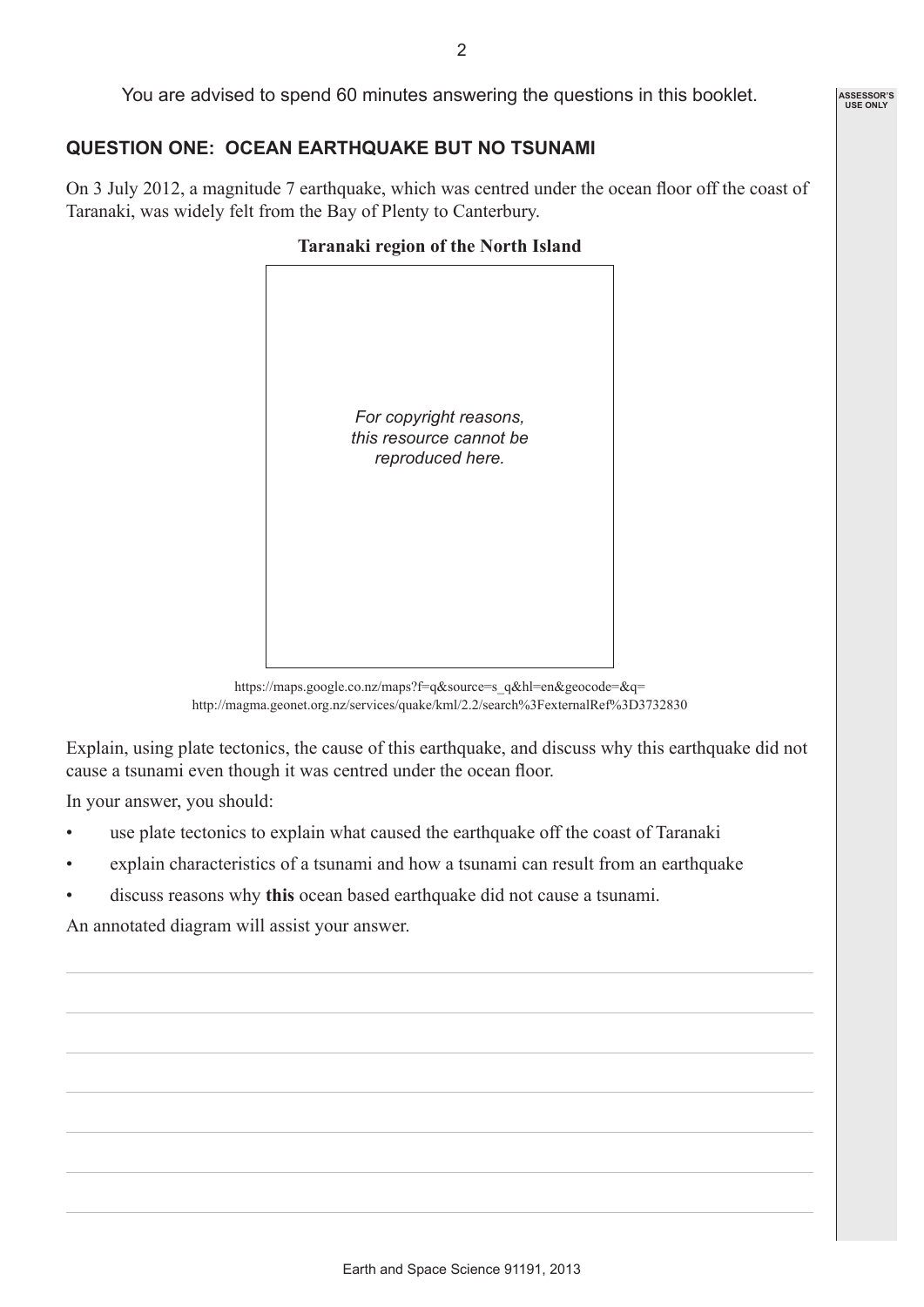You are advised to spend 60 minutes answering the questions in this booklet.

## QUESTION ONE: OCEAN EARTHQUAKE BUT NO TSUNAMI

On 3 July 2012, a magnitude 7 earthquake, which was centred under the ocean floor off the coast of Taranaki, was widely felt from the Bay of Plenty to Canterbury.

**Taranaki region of the North Island**

*For copyright reasons, this resource cannot be reproduced here.*

https://maps.google.co.nz/maps?f=q&source=s_q&hl=en&geocode=&q=
http://magma.geonet.org.nz/services/quake/kml/2.2/search%3FexternalRef%3D3732830

Explain, using plate tectonics, the cause of this earthquake, and discuss why this earthquake did not cause a tsunami even though it was centred under the ocean floor.

In your answer, you should:

- use plate tectonics to explain what caused the earthquake off the coast of Taranaki
- explain characteristics of a tsunami and how a tsunami can result from an earthquake
- discuss reasons why **this** ocean based earthquake did not cause a tsunami.

An annotated diagram will assist your answer.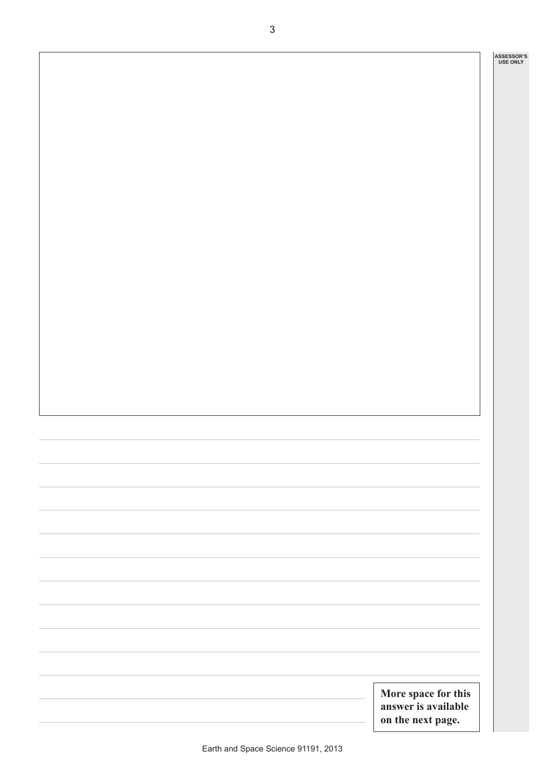**More space for this answer is available on the next page.**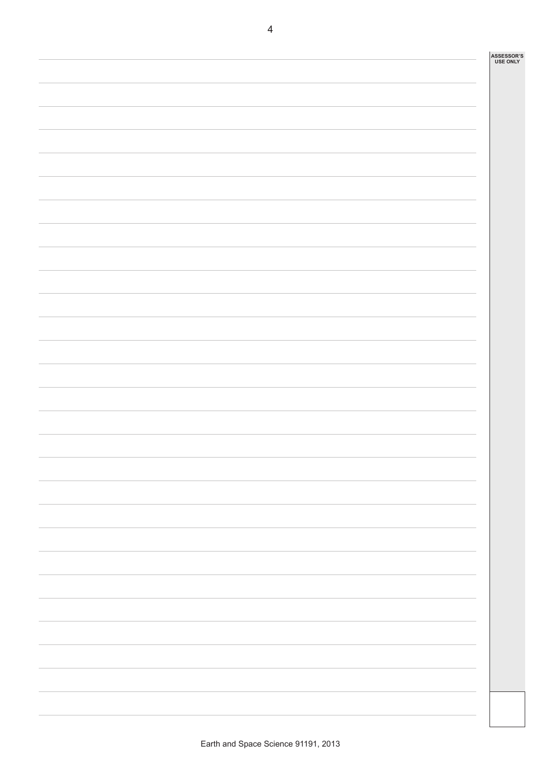ASSESSOR'S USE ONLY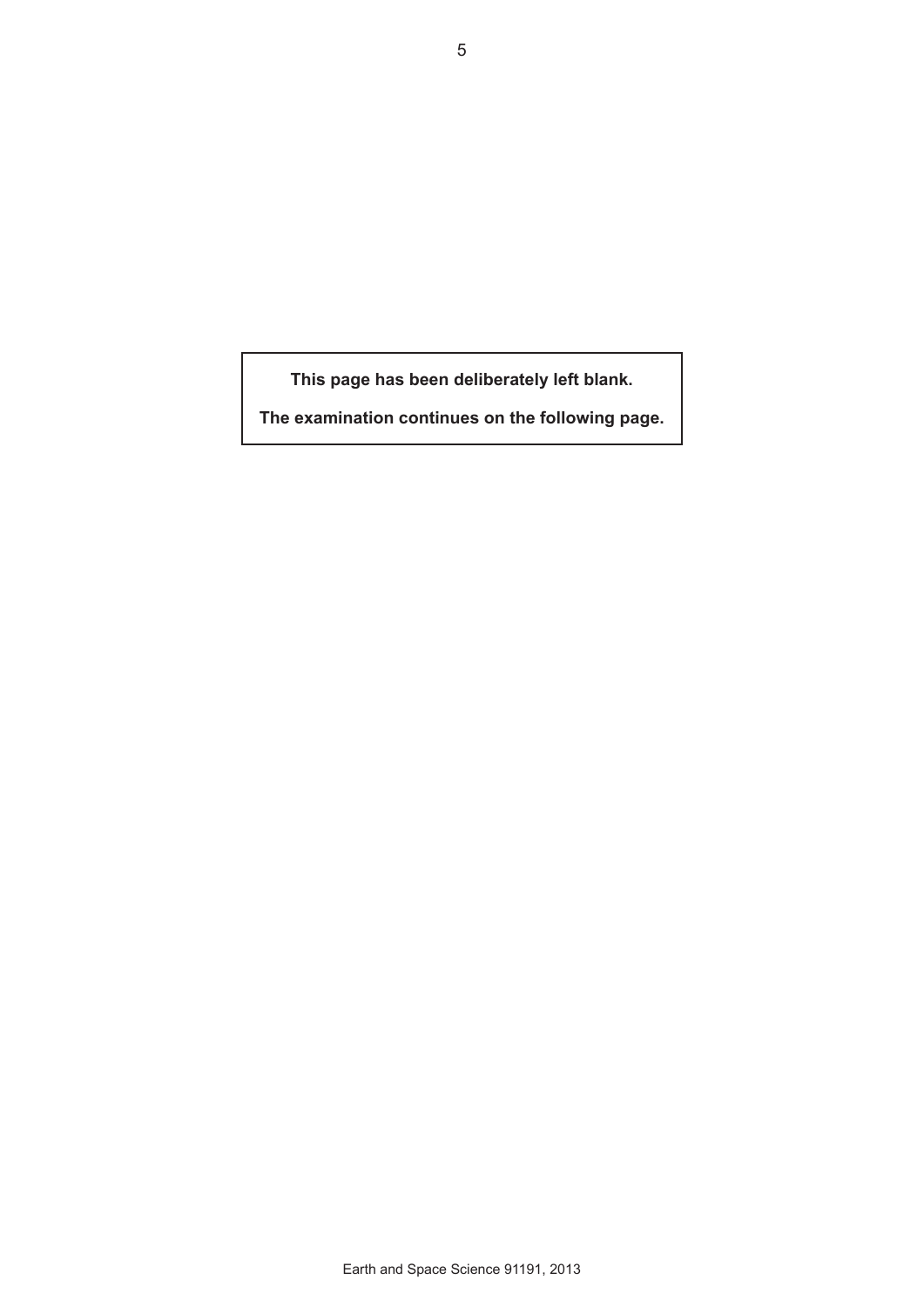**This page has been deliberately left blank.**

**The examination continues on the following page.**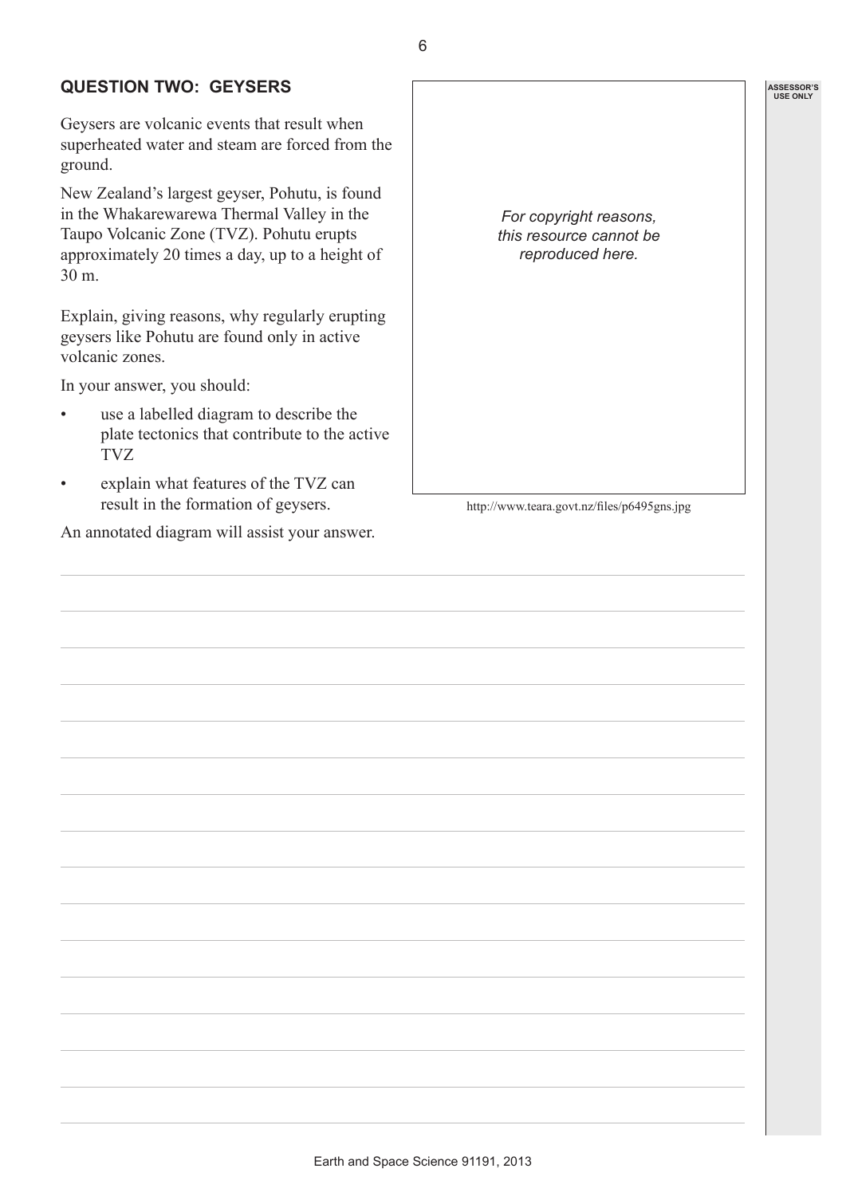## QUESTION TWO: GEYSERS

Geysers are volcanic events that result when superheated water and steam are forced from the ground.

New Zealand's largest geyser, Pohutu, is found in the Whakarewarewa Thermal Valley in the Taupo Volcanic Zone (TVZ). Pohutu erupts approximately 20 times a day, up to a height of 30 m.

Explain, giving reasons, why regularly erupting geysers like Pohutu are found only in active volcanic zones.

In your answer, you should:

- use a labelled diagram to describe the plate tectonics that contribute to the active TVZ
- explain what features of the TVZ can result in the formation of geysers.

An annotated diagram will assist your answer.

*For copyright reasons, this resource cannot be reproduced here.*

http://www.teara.govt.nz/files/p6495gns.jpg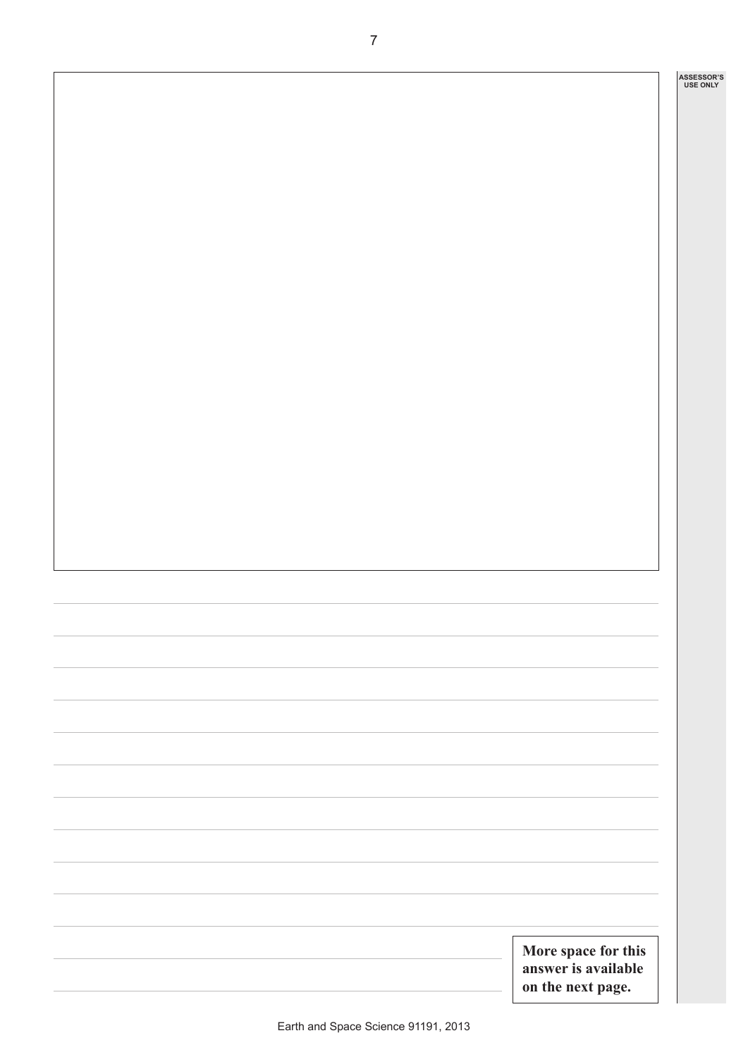**More space for this answer is available on the next page.**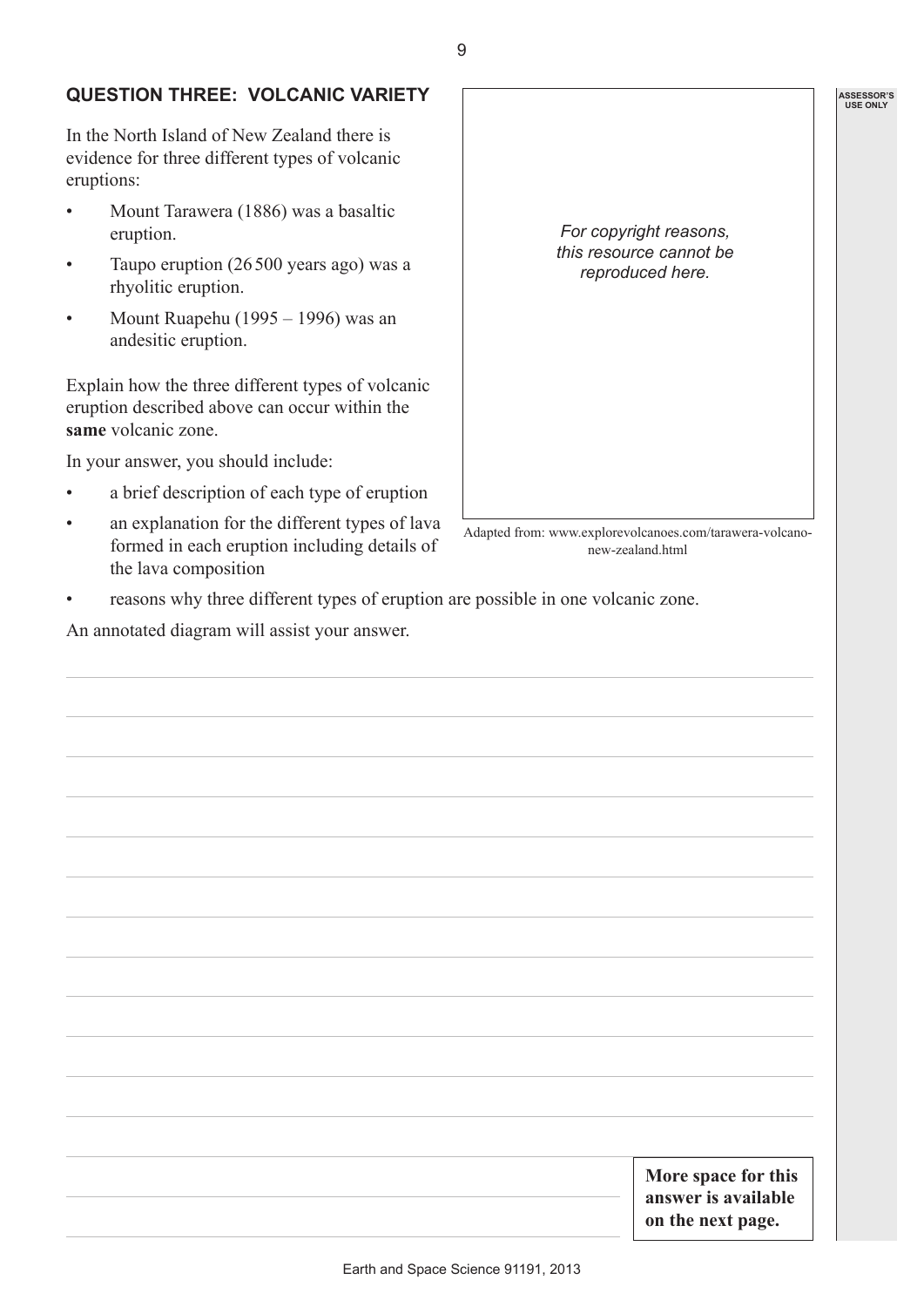## QUESTION THREE: VOLCANIC VARIETY

In the North Island of New Zealand there is evidence for three different types of volcanic eruptions:

- Mount Tarawera (1886) was a basaltic eruption.
- Taupo eruption (26 500 years ago) was a rhyolitic eruption.
- Mount Ruapehu (1995 – 1996) was an andesitic eruption.

*For copyright reasons, this resource cannot be reproduced here.*

Adapted from: www.explorevolcanoes.com/tarawera-volcano-new-zealand.html

Explain how the three different types of volcanic eruption described above can occur within the **same** volcanic zone.

In your answer, you should include:

- a brief description of each type of eruption
- an explanation for the different types of lava formed in each eruption including details of the lava composition
- reasons why three different types of eruption are possible in one volcanic zone.

An annotated diagram will assist your answer.

**More space for this answer is available on the next page.**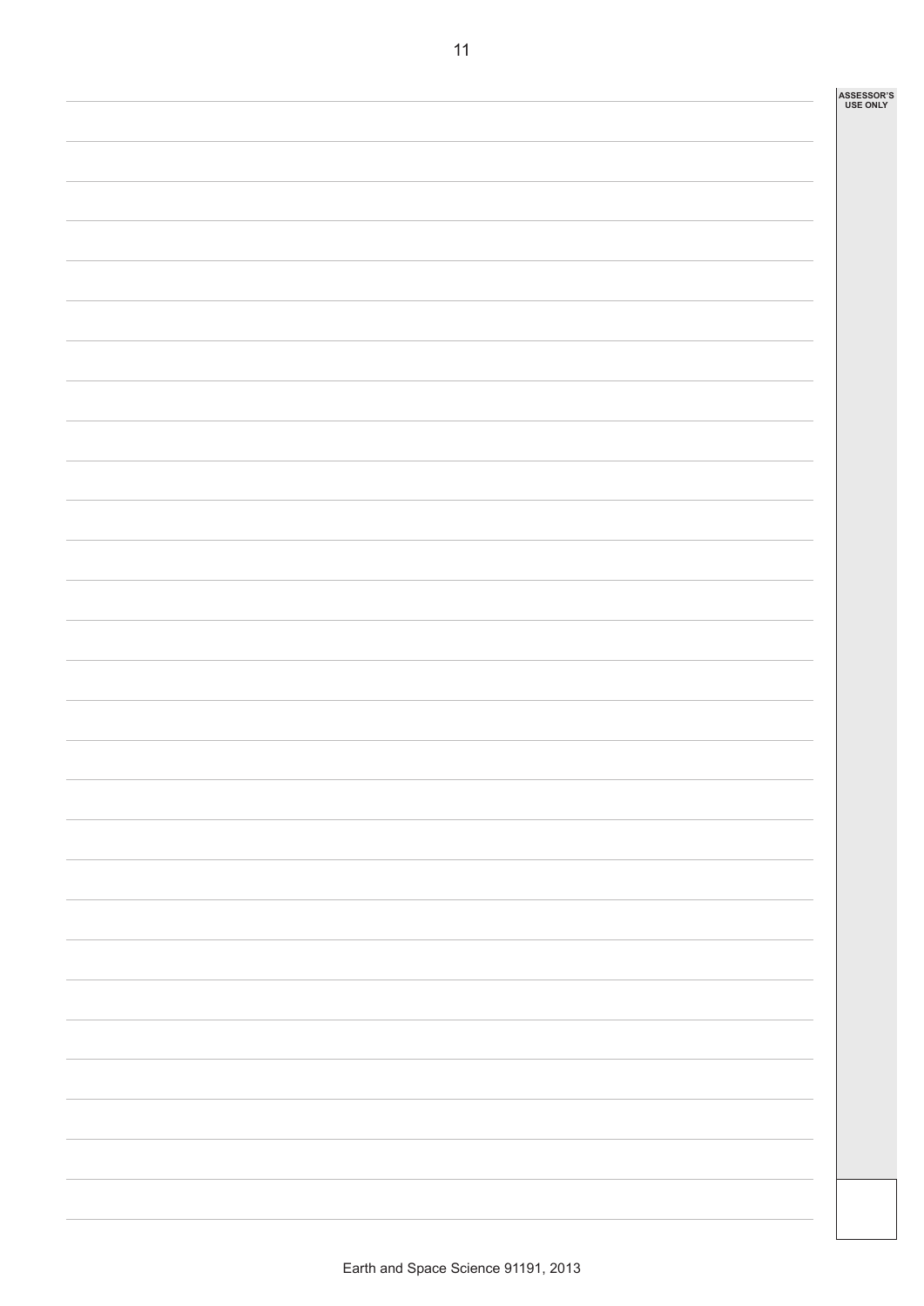ASSESSOR'S USE ONLY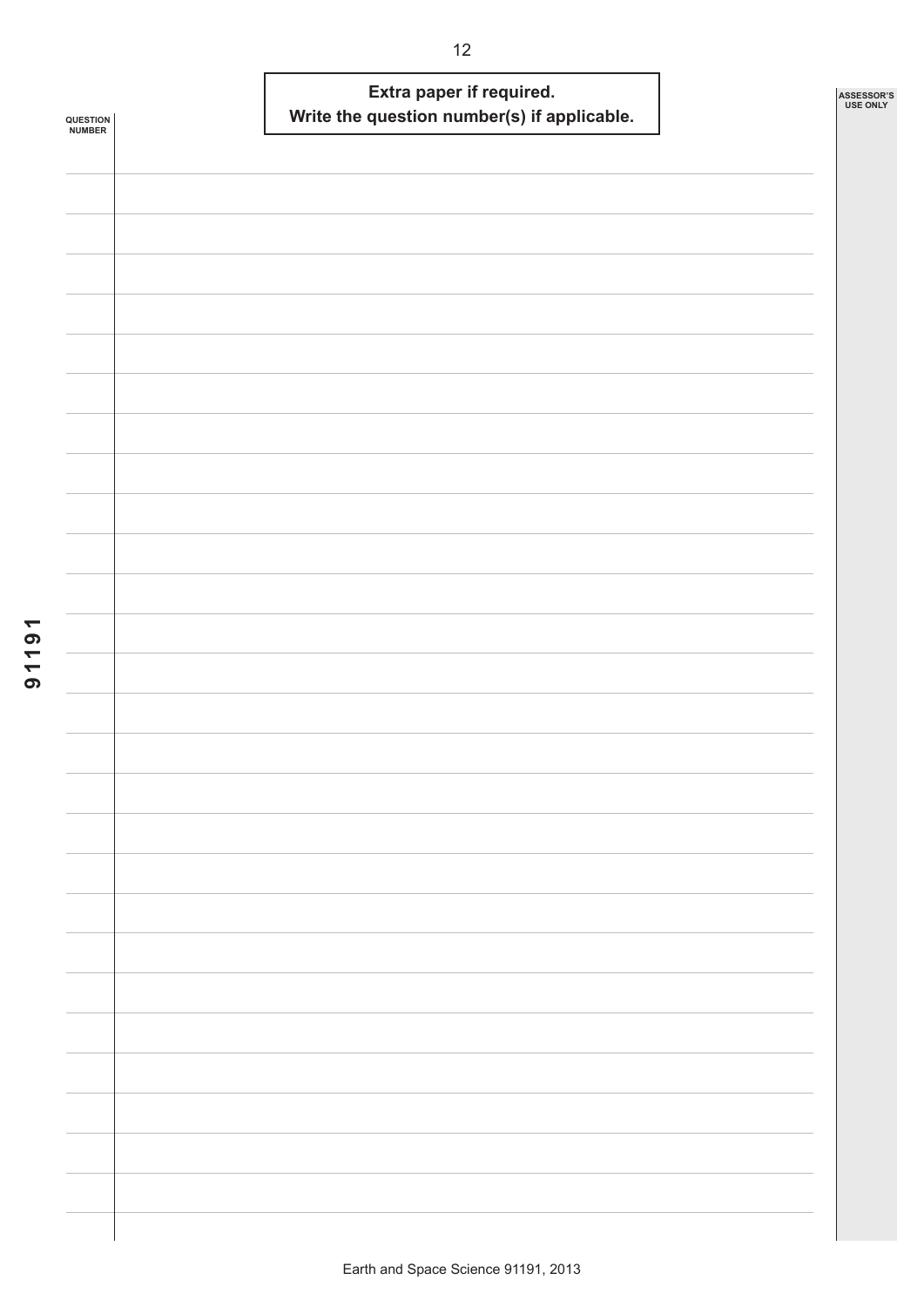**Extra paper if required.**
**Write the question number(s) if applicable.**

QUESTION NUMBER

ASSESSOR'S USE ONLY

91191